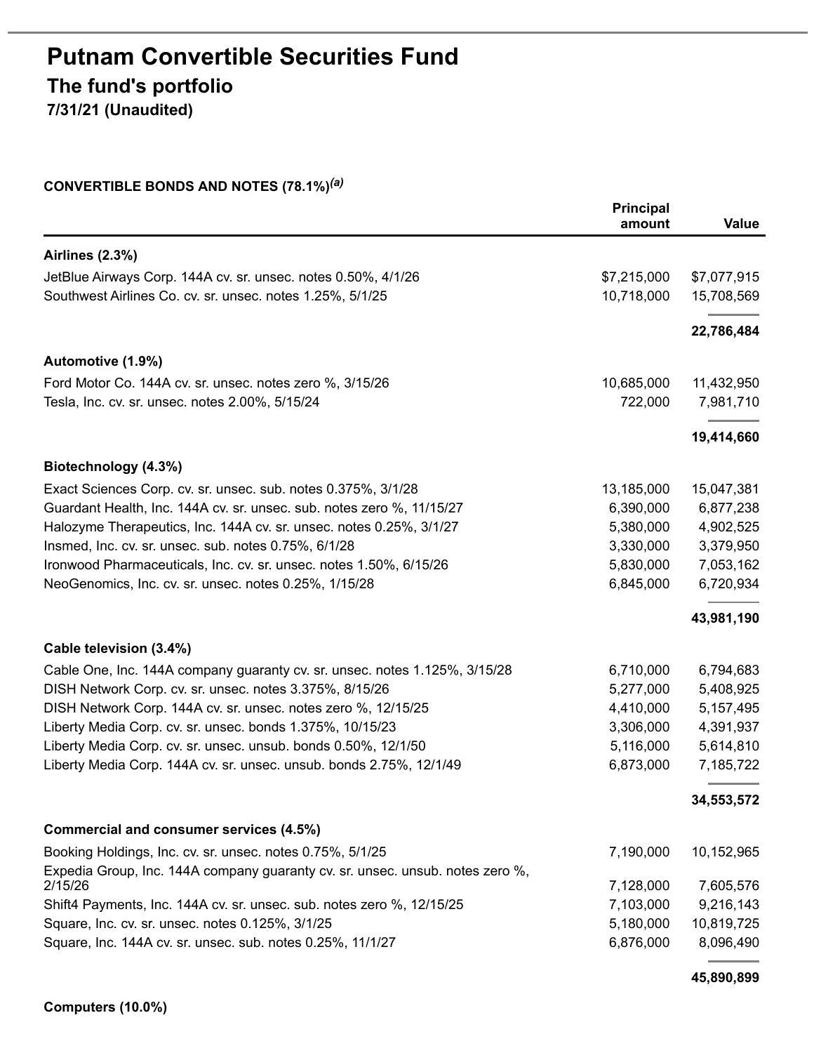# Putnam Convertible Securities Fund

## The fund's portfolio

**7/31/21 (Unaudited)**

**CONVERTIBLE BONDS AND NOTES (78.1%)*(a)***

| | Principal amount | Value |
|---|---|---|
| **Airlines (2.3%)** | | |
| JetBlue Airways Corp. 144A cv. sr. unsec. notes 0.50%, 4/1/26 | $7,215,000 | $7,077,915 |
| Southwest Airlines Co. cv. sr. unsec. notes 1.25%, 5/1/25 | 10,718,000 | 15,708,569 |
| | | **22,786,484** |
| **Automotive (1.9%)** | | |
| Ford Motor Co. 144A cv. sr. unsec. notes zero %, 3/15/26 | 10,685,000 | 11,432,950 |
| Tesla, Inc. cv. sr. unsec. notes 2.00%, 5/15/24 | 722,000 | 7,981,710 |
| | | **19,414,660** |
| **Biotechnology (4.3%)** | | |
| Exact Sciences Corp. cv. sr. unsec. sub. notes 0.375%, 3/1/28 | 13,185,000 | 15,047,381 |
| Guardant Health, Inc. 144A cv. sr. unsec. sub. notes zero %, 11/15/27 | 6,390,000 | 6,877,238 |
| Halozyme Therapeutics, Inc. 144A cv. sr. unsec. notes 0.25%, 3/1/27 | 5,380,000 | 4,902,525 |
| Insmed, Inc. cv. sr. unsec. sub. notes 0.75%, 6/1/28 | 3,330,000 | 3,379,950 |
| Ironwood Pharmaceuticals, Inc. cv. sr. unsec. notes 1.50%, 6/15/26 | 5,830,000 | 7,053,162 |
| NeoGenomics, Inc. cv. sr. unsec. notes 0.25%, 1/15/28 | 6,845,000 | 6,720,934 |
| | | **43,981,190** |
| **Cable television (3.4%)** | | |
| Cable One, Inc. 144A company guaranty cv. sr. unsec. notes 1.125%, 3/15/28 | 6,710,000 | 6,794,683 |
| DISH Network Corp. cv. sr. unsec. notes 3.375%, 8/15/26 | 5,277,000 | 5,408,925 |
| DISH Network Corp. 144A cv. sr. unsec. notes zero %, 12/15/25 | 4,410,000 | 5,157,495 |
| Liberty Media Corp. cv. sr. unsec. bonds 1.375%, 10/15/23 | 3,306,000 | 4,391,937 |
| Liberty Media Corp. cv. sr. unsec. unsub. bonds 0.50%, 12/1/50 | 5,116,000 | 5,614,810 |
| Liberty Media Corp. 144A cv. sr. unsec. unsub. bonds 2.75%, 12/1/49 | 6,873,000 | 7,185,722 |
| | | **34,553,572** |
| **Commercial and consumer services (4.5%)** | | |
| Booking Holdings, Inc. cv. sr. unsec. notes 0.75%, 5/1/25 | 7,190,000 | 10,152,965 |
| Expedia Group, Inc. 144A company guaranty cv. sr. unsec. unsub. notes zero %, 2/15/26 | 7,128,000 | 7,605,576 |
| Shift4 Payments, Inc. 144A cv. sr. unsec. sub. notes zero %, 12/15/25 | 7,103,000 | 9,216,143 |
| Square, Inc. cv. sr. unsec. notes 0.125%, 3/1/25 | 5,180,000 | 10,819,725 |
| Square, Inc. 144A cv. sr. unsec. sub. notes 0.25%, 11/1/27 | 6,876,000 | 8,096,490 |
| | | **45,890,899** |
| **Computers (10.0%)** | | |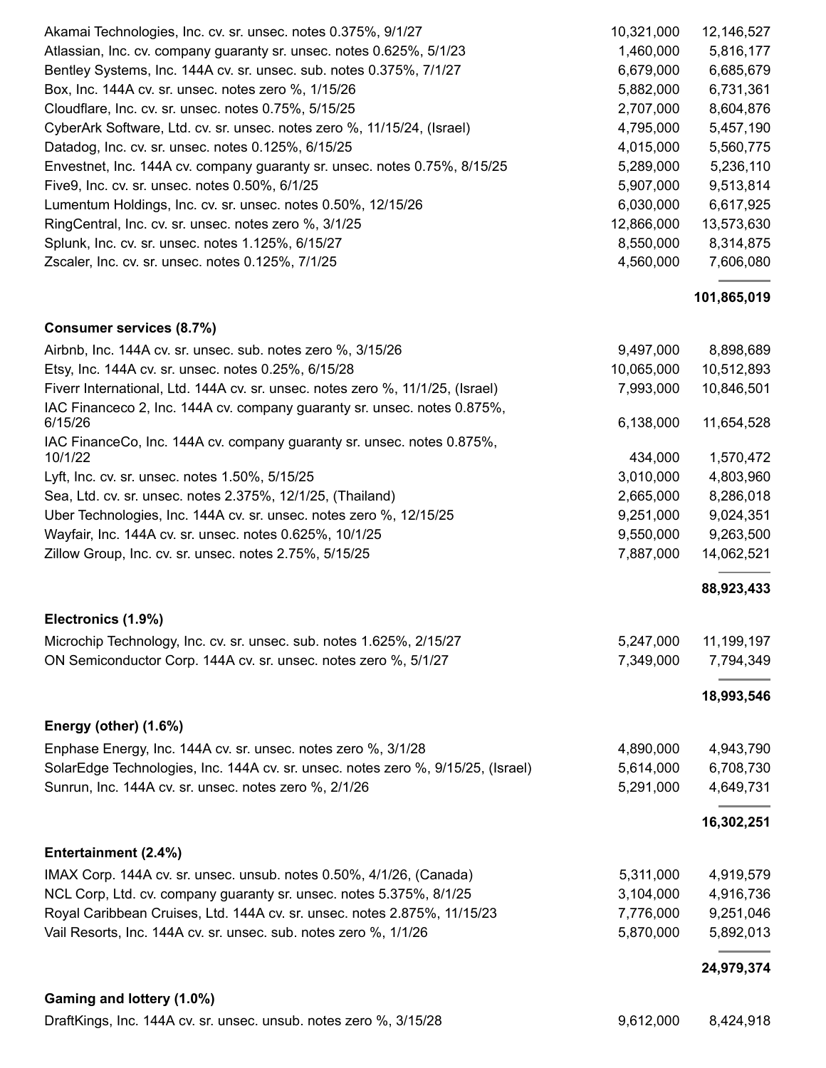| | | |
|---|---|---|
| Akamai Technologies, Inc. cv. sr. unsec. notes 0.375%, 9/1/27 | 10,321,000 | 12,146,527 |
| Atlassian, Inc. cv. company guaranty sr. unsec. notes 0.625%, 5/1/23 | 1,460,000 | 5,816,177 |
| Bentley Systems, Inc. 144A cv. sr. unsec. sub. notes 0.375%, 7/1/27 | 6,679,000 | 6,685,679 |
| Box, Inc. 144A cv. sr. unsec. notes zero %, 1/15/26 | 5,882,000 | 6,731,361 |
| Cloudflare, Inc. cv. sr. unsec. notes 0.75%, 5/15/25 | 2,707,000 | 8,604,876 |
| CyberArk Software, Ltd. cv. sr. unsec. notes zero %, 11/15/24, (Israel) | 4,795,000 | 5,457,190 |
| Datadog, Inc. cv. sr. unsec. notes 0.125%, 6/15/25 | 4,015,000 | 5,560,775 |
| Envestnet, Inc. 144A cv. company guaranty sr. unsec. notes 0.75%, 8/15/25 | 5,289,000 | 5,236,110 |
| Five9, Inc. cv. sr. unsec. notes 0.50%, 6/1/25 | 5,907,000 | 9,513,814 |
| Lumentum Holdings, Inc. cv. sr. unsec. notes 0.50%, 12/15/26 | 6,030,000 | 6,617,925 |
| RingCentral, Inc. cv. sr. unsec. notes zero %, 3/1/25 | 12,866,000 | 13,573,630 |
| Splunk, Inc. cv. sr. unsec. notes 1.125%, 6/15/27 | 8,550,000 | 8,314,875 |
| Zscaler, Inc. cv. sr. unsec. notes 0.125%, 7/1/25 | 4,560,000 | 7,606,080 |
| | | **101,865,019** |
| **Consumer services (8.7%)** | | |
| Airbnb, Inc. 144A cv. sr. unsec. sub. notes zero %, 3/15/26 | 9,497,000 | 8,898,689 |
| Etsy, Inc. 144A cv. sr. unsec. notes 0.25%, 6/15/28 | 10,065,000 | 10,512,893 |
| Fiverr International, Ltd. 144A cv. sr. unsec. notes zero %, 11/1/25, (Israel) | 7,993,000 | 10,846,501 |
| IAC Financeco 2, Inc. 144A cv. company guaranty sr. unsec. notes 0.875%, 6/15/26 | 6,138,000 | 11,654,528 |
| IAC FinanceCo, Inc. 144A cv. company guaranty sr. unsec. notes 0.875%, 10/1/22 | 434,000 | 1,570,472 |
| Lyft, Inc. cv. sr. unsec. notes 1.50%, 5/15/25 | 3,010,000 | 4,803,960 |
| Sea, Ltd. cv. sr. unsec. notes 2.375%, 12/1/25, (Thailand) | 2,665,000 | 8,286,018 |
| Uber Technologies, Inc. 144A cv. sr. unsec. notes zero %, 12/15/25 | 9,251,000 | 9,024,351 |
| Wayfair, Inc. 144A cv. sr. unsec. notes 0.625%, 10/1/25 | 9,550,000 | 9,263,500 |
| Zillow Group, Inc. cv. sr. unsec. notes 2.75%, 5/15/25 | 7,887,000 | 14,062,521 |
| | | **88,923,433** |
| **Electronics (1.9%)** | | |
| Microchip Technology, Inc. cv. sr. unsec. sub. notes 1.625%, 2/15/27 | 5,247,000 | 11,199,197 |
| ON Semiconductor Corp. 144A cv. sr. unsec. notes zero %, 5/1/27 | 7,349,000 | 7,794,349 |
| | | **18,993,546** |
| **Energy (other) (1.6%)** | | |
| Enphase Energy, Inc. 144A cv. sr. unsec. notes zero %, 3/1/28 | 4,890,000 | 4,943,790 |
| SolarEdge Technologies, Inc. 144A cv. sr. unsec. notes zero %, 9/15/25, (Israel) | 5,614,000 | 6,708,730 |
| Sunrun, Inc. 144A cv. sr. unsec. notes zero %, 2/1/26 | 5,291,000 | 4,649,731 |
| | | **16,302,251** |
| **Entertainment (2.4%)** | | |
| IMAX Corp. 144A cv. sr. unsec. unsub. notes 0.50%, 4/1/26, (Canada) | 5,311,000 | 4,919,579 |
| NCL Corp, Ltd. cv. company guaranty sr. unsec. notes 5.375%, 8/1/25 | 3,104,000 | 4,916,736 |
| Royal Caribbean Cruises, Ltd. 144A cv. sr. unsec. notes 2.875%, 11/15/23 | 7,776,000 | 9,251,046 |
| Vail Resorts, Inc. 144A cv. sr. unsec. sub. notes zero %, 1/1/26 | 5,870,000 | 5,892,013 |
| | | **24,979,374** |
| **Gaming and lottery (1.0%)** | | |
| DraftKings, Inc. 144A cv. sr. unsec. unsub. notes zero %, 3/15/28 | 9,612,000 | 8,424,918 |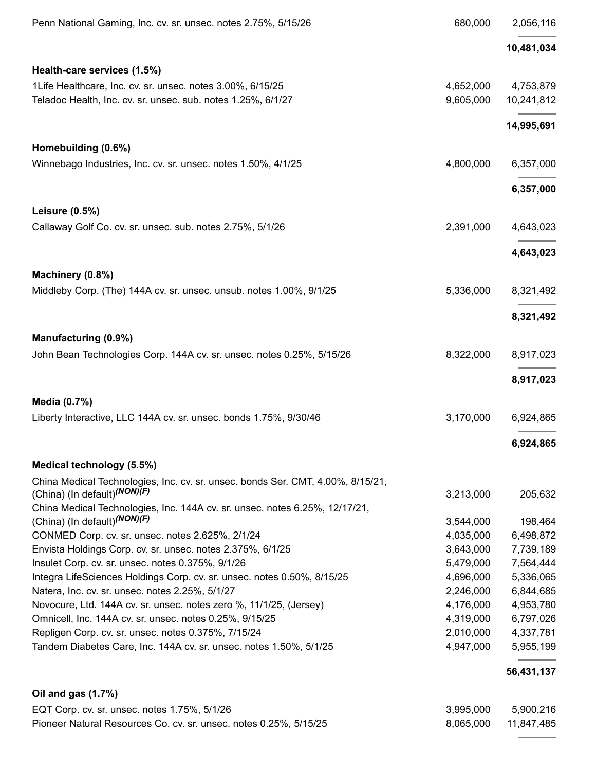| | | |
|---|---|---|
| Penn National Gaming, Inc. cv. sr. unsec. notes 2.75%, 5/15/26 | 680,000 | 2,056,116 |
| | | **10,481,034** |
| **Health-care services (1.5%)** | | |
| 1Life Healthcare, Inc. cv. sr. unsec. notes 3.00%, 6/15/25 | 4,652,000 | 4,753,879 |
| Teladoc Health, Inc. cv. sr. unsec. sub. notes 1.25%, 6/1/27 | 9,605,000 | 10,241,812 |
| | | **14,995,691** |
| **Homebuilding (0.6%)** | | |
| Winnebago Industries, Inc. cv. sr. unsec. notes 1.50%, 4/1/25 | 4,800,000 | 6,357,000 |
| | | **6,357,000** |
| **Leisure (0.5%)** | | |
| Callaway Golf Co. cv. sr. unsec. sub. notes 2.75%, 5/1/26 | 2,391,000 | 4,643,023 |
| | | **4,643,023** |
| **Machinery (0.8%)** | | |
| Middleby Corp. (The) 144A cv. sr. unsec. unsub. notes 1.00%, 9/1/25 | 5,336,000 | 8,321,492 |
| | | **8,321,492** |
| **Manufacturing (0.9%)** | | |
| John Bean Technologies Corp. 144A cv. sr. unsec. notes 0.25%, 5/15/26 | 8,322,000 | 8,917,023 |
| | | **8,917,023** |
| **Media (0.7%)** | | |
| Liberty Interactive, LLC 144A cv. sr. unsec. bonds 1.75%, 9/30/46 | 3,170,000 | 6,924,865 |
| | | **6,924,865** |
| **Medical technology (5.5%)** | | |
| China Medical Technologies, Inc. cv. sr. unsec. bonds Ser. CMT, 4.00%, 8/15/21, (China) (In default)*(NON)(F)* | 3,213,000 | 205,632 |
| China Medical Technologies, Inc. 144A cv. sr. unsec. notes 6.25%, 12/17/21, (China) (In default)*(NON)(F)* | 3,544,000 | 198,464 |
| CONMED Corp. cv. sr. unsec. notes 2.625%, 2/1/24 | 4,035,000 | 6,498,872 |
| Envista Holdings Corp. cv. sr. unsec. notes 2.375%, 6/1/25 | 3,643,000 | 7,739,189 |
| Insulet Corp. cv. sr. unsec. notes 0.375%, 9/1/26 | 5,479,000 | 7,564,444 |
| Integra LifeSciences Holdings Corp. cv. sr. unsec. notes 0.50%, 8/15/25 | 4,696,000 | 5,336,065 |
| Natera, Inc. cv. sr. unsec. notes 2.25%, 5/1/27 | 2,246,000 | 6,844,685 |
| Novocure, Ltd. 144A cv. sr. unsec. notes zero %, 11/1/25, (Jersey) | 4,176,000 | 4,953,780 |
| Omnicell, Inc. 144A cv. sr. unsec. notes 0.25%, 9/15/25 | 4,319,000 | 6,797,026 |
| Repligen Corp. cv. sr. unsec. notes 0.375%, 7/15/24 | 2,010,000 | 4,337,781 |
| Tandem Diabetes Care, Inc. 144A cv. sr. unsec. notes 1.50%, 5/1/25 | 4,947,000 | 5,955,199 |
| | | **56,431,137** |
| **Oil and gas (1.7%)** | | |
| EQT Corp. cv. sr. unsec. notes 1.75%, 5/1/26 | 3,995,000 | 5,900,216 |
| Pioneer Natural Resources Co. cv. sr. unsec. notes 0.25%, 5/15/25 | 8,065,000 | 11,847,485 |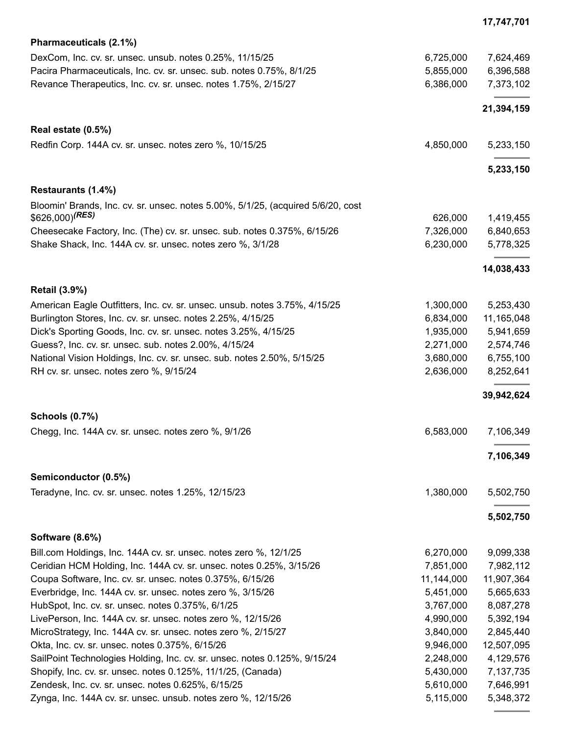| | | |
|---|---|---|
| | | **17,747,701** |
| **Pharmaceuticals (2.1%)** | | |
| DexCom, Inc. cv. sr. unsec. unsub. notes 0.25%, 11/15/25 | 6,725,000 | 7,624,469 |
| Pacira Pharmaceuticals, Inc. cv. sr. unsec. sub. notes 0.75%, 8/1/25 | 5,855,000 | 6,396,588 |
| Revance Therapeutics, Inc. cv. sr. unsec. notes 1.75%, 2/15/27 | 6,386,000 | 7,373,102 |
| | | **21,394,159** |
| **Real estate (0.5%)** | | |
| Redfin Corp. 144A cv. sr. unsec. notes zero %, 10/15/25 | 4,850,000 | 5,233,150 |
| | | **5,233,150** |
| **Restaurants (1.4%)** | | |
| Bloomin' Brands, Inc. cv. sr. unsec. notes 5.00%, 5/1/25, (acquired 5/6/20, cost $626,000)*(RES)* | 626,000 | 1,419,455 |
| Cheesecake Factory, Inc. (The) cv. sr. unsec. sub. notes 0.375%, 6/15/26 | 7,326,000 | 6,840,653 |
| Shake Shack, Inc. 144A cv. sr. unsec. notes zero %, 3/1/28 | 6,230,000 | 5,778,325 |
| | | **14,038,433** |
| **Retail (3.9%)** | | |
| American Eagle Outfitters, Inc. cv. sr. unsec. unsub. notes 3.75%, 4/15/25 | 1,300,000 | 5,253,430 |
| Burlington Stores, Inc. cv. sr. unsec. notes 2.25%, 4/15/25 | 6,834,000 | 11,165,048 |
| Dick's Sporting Goods, Inc. cv. sr. unsec. notes 3.25%, 4/15/25 | 1,935,000 | 5,941,659 |
| Guess?, Inc. cv. sr. unsec. sub. notes 2.00%, 4/15/24 | 2,271,000 | 2,574,746 |
| National Vision Holdings, Inc. cv. sr. unsec. sub. notes 2.50%, 5/15/25 | 3,680,000 | 6,755,100 |
| RH cv. sr. unsec. notes zero %, 9/15/24 | 2,636,000 | 8,252,641 |
| | | **39,942,624** |
| **Schools (0.7%)** | | |
| Chegg, Inc. 144A cv. sr. unsec. notes zero %, 9/1/26 | 6,583,000 | 7,106,349 |
| | | **7,106,349** |
| **Semiconductor (0.5%)** | | |
| Teradyne, Inc. cv. sr. unsec. notes 1.25%, 12/15/23 | 1,380,000 | 5,502,750 |
| | | **5,502,750** |
| **Software (8.6%)** | | |
| Bill.com Holdings, Inc. 144A cv. sr. unsec. notes zero %, 12/1/25 | 6,270,000 | 9,099,338 |
| Ceridian HCM Holding, Inc. 144A cv. sr. unsec. notes 0.25%, 3/15/26 | 7,851,000 | 7,982,112 |
| Coupa Software, Inc. cv. sr. unsec. notes 0.375%, 6/15/26 | 11,144,000 | 11,907,364 |
| Everbridge, Inc. 144A cv. sr. unsec. notes zero %, 3/15/26 | 5,451,000 | 5,665,633 |
| HubSpot, Inc. cv. sr. unsec. notes 0.375%, 6/1/25 | 3,767,000 | 8,087,278 |
| LivePerson, Inc. 144A cv. sr. unsec. notes zero %, 12/15/26 | 4,990,000 | 5,392,194 |
| MicroStrategy, Inc. 144A cv. sr. unsec. notes zero %, 2/15/27 | 3,840,000 | 2,845,440 |
| Okta, Inc. cv. sr. unsec. notes 0.375%, 6/15/26 | 9,946,000 | 12,507,095 |
| SailPoint Technologies Holding, Inc. cv. sr. unsec. notes 0.125%, 9/15/24 | 2,248,000 | 4,129,576 |
| Shopify, Inc. cv. sr. unsec. notes 0.125%, 11/1/25, (Canada) | 5,430,000 | 7,137,735 |
| Zendesk, Inc. cv. sr. unsec. notes 0.625%, 6/15/25 | 5,610,000 | 7,646,991 |
| Zynga, Inc. 144A cv. sr. unsec. unsub. notes zero %, 12/15/26 | 5,115,000 | 5,348,372 |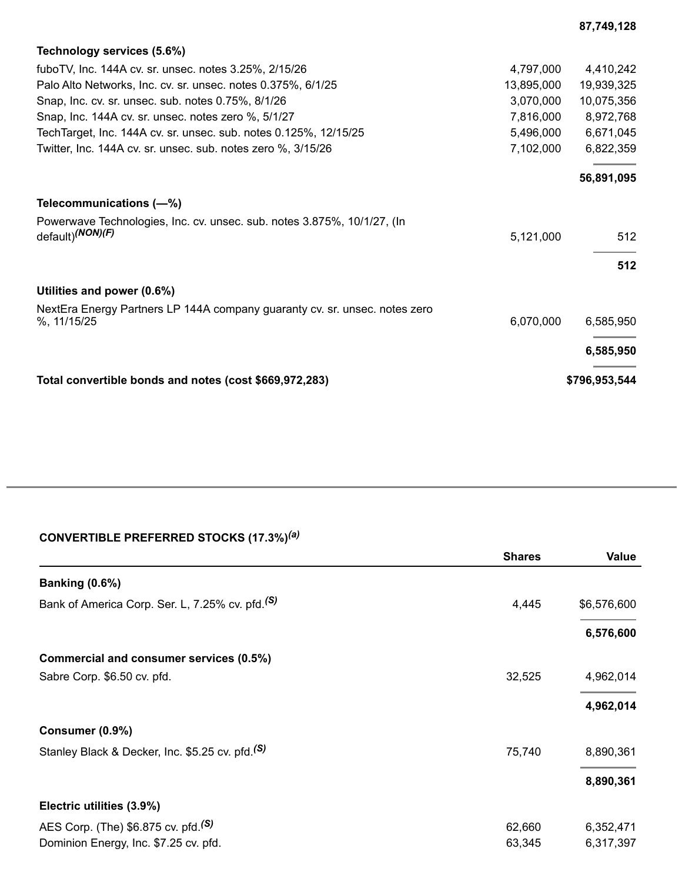| | | |
|---|---|---|
| | | **87,749,128** |
| **Technology services (5.6%)** | | |
| fuboTV, Inc. 144A cv. sr. unsec. notes 3.25%, 2/15/26 | 4,797,000 | 4,410,242 |
| Palo Alto Networks, Inc. cv. sr. unsec. notes 0.375%, 6/1/25 | 13,895,000 | 19,939,325 |
| Snap, Inc. cv. sr. unsec. sub. notes 0.75%, 8/1/26 | 3,070,000 | 10,075,356 |
| Snap, Inc. 144A cv. sr. unsec. notes zero %, 5/1/27 | 7,816,000 | 8,972,768 |
| TechTarget, Inc. 144A cv. sr. unsec. sub. notes 0.125%, 12/15/25 | 5,496,000 | 6,671,045 |
| Twitter, Inc. 144A cv. sr. unsec. sub. notes zero %, 3/15/26 | 7,102,000 | 6,822,359 |
| | | **56,891,095** |
| **Telecommunications (—%)** | | |
| Powerwave Technologies, Inc. cv. unsec. sub. notes 3.875%, 10/1/27, (In default)*(NON)(F)* | 5,121,000 | 512 |
| | | **512** |
| **Utilities and power (0.6%)** | | |
| NextEra Energy Partners LP 144A company guaranty cv. sr. unsec. notes zero %, 11/15/25 | 6,070,000 | 6,585,950 |
| | | **6,585,950** |
| **Total convertible bonds and notes (cost $669,972,283)** | | **$796,953,544** |

**CONVERTIBLE PREFERRED STOCKS (17.3%)*(a)***

| | Shares | Value |
|---|---|---|
| **Banking (0.6%)** | | |
| Bank of America Corp. Ser. L, 7.25% cv. pfd.*(S)* | 4,445 | $6,576,600 |
| | | **6,576,600** |
| **Commercial and consumer services (0.5%)** | | |
| Sabre Corp. $6.50 cv. pfd. | 32,525 | 4,962,014 |
| | | **4,962,014** |
| **Consumer (0.9%)** | | |
| Stanley Black & Decker, Inc. $5.25 cv. pfd.*(S)* | 75,740 | 8,890,361 |
| | | **8,890,361** |
| **Electric utilities (3.9%)** | | |
| AES Corp. (The) $6.875 cv. pfd.*(S)* | 62,660 | 6,352,471 |
| Dominion Energy, Inc. $7.25 cv. pfd. | 63,345 | 6,317,397 |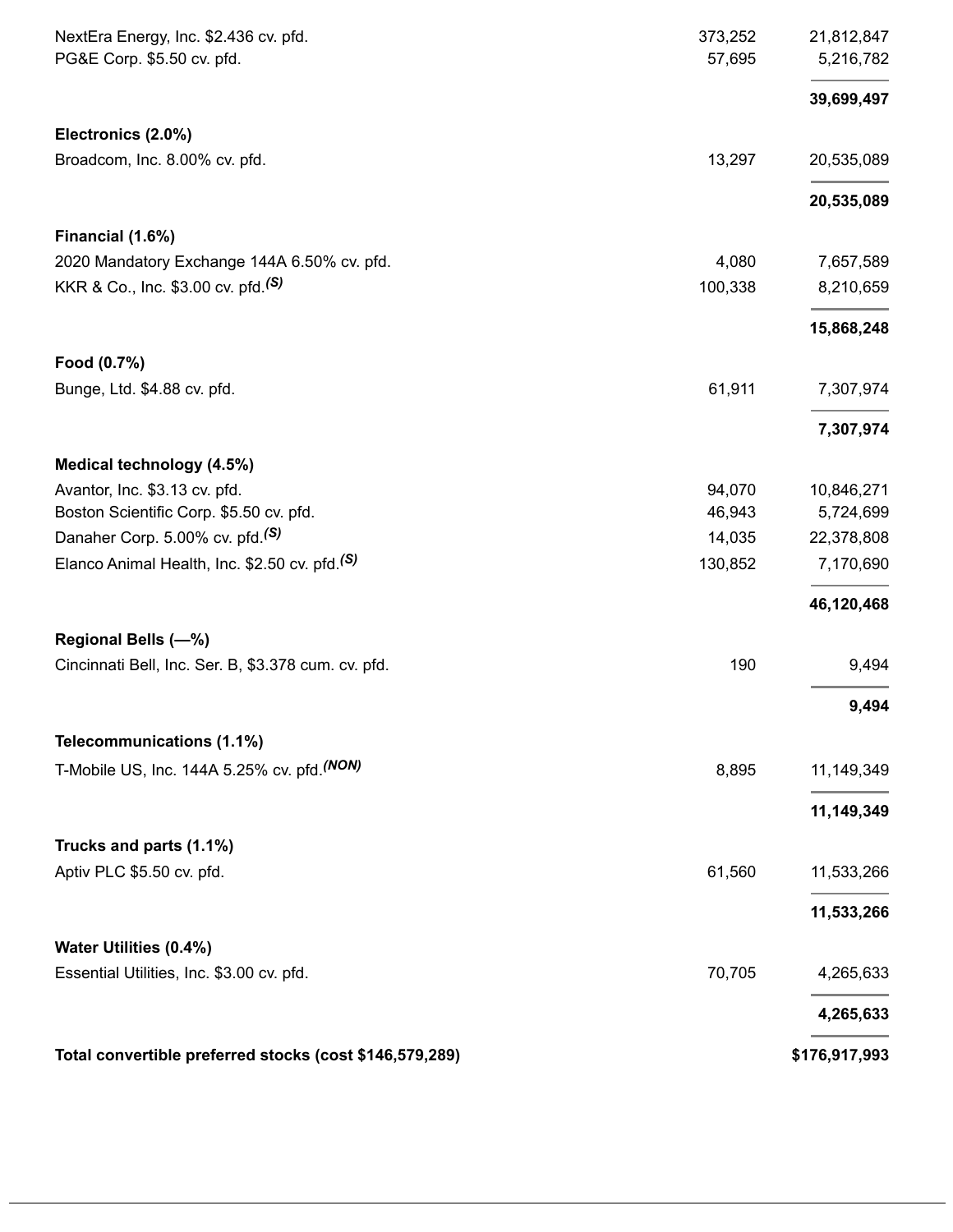| | | |
|---|---|---|
| NextEra Energy, Inc. $2.436 cv. pfd. | 373,252 | 21,812,847 |
| PG&E Corp. $5.50 cv. pfd. | 57,695 | 5,216,782 |
| | | **39,699,497** |
| **Electronics (2.0%)** | | |
| Broadcom, Inc. 8.00% cv. pfd. | 13,297 | 20,535,089 |
| | | **20,535,089** |
| **Financial (1.6%)** | | |
| 2020 Mandatory Exchange 144A 6.50% cv. pfd. | 4,080 | 7,657,589 |
| KKR & Co., Inc. $3.00 cv. pfd.*(S)* | 100,338 | 8,210,659 |
| | | **15,868,248** |
| **Food (0.7%)** | | |
| Bunge, Ltd. $4.88 cv. pfd. | 61,911 | 7,307,974 |
| | | **7,307,974** |
| **Medical technology (4.5%)** | | |
| Avantor, Inc. $3.13 cv. pfd. | 94,070 | 10,846,271 |
| Boston Scientific Corp. $5.50 cv. pfd. | 46,943 | 5,724,699 |
| Danaher Corp. 5.00% cv. pfd.*(S)* | 14,035 | 22,378,808 |
| Elanco Animal Health, Inc. $2.50 cv. pfd.*(S)* | 130,852 | 7,170,690 |
| | | **46,120,468** |
| **Regional Bells (—%)** | | |
| Cincinnati Bell, Inc. Ser. B, $3.378 cum. cv. pfd. | 190 | 9,494 |
| | | **9,494** |
| **Telecommunications (1.1%)** | | |
| T-Mobile US, Inc. 144A 5.25% cv. pfd.*(NON)* | 8,895 | 11,149,349 |
| | | **11,149,349** |
| **Trucks and parts (1.1%)** | | |
| Aptiv PLC $5.50 cv. pfd. | 61,560 | 11,533,266 |
| | | **11,533,266** |
| **Water Utilities (0.4%)** | | |
| Essential Utilities, Inc. $3.00 cv. pfd. | 70,705 | 4,265,633 |
| | | **4,265,633** |
| **Total convertible preferred stocks (cost $146,579,289)** | | **$176,917,993** |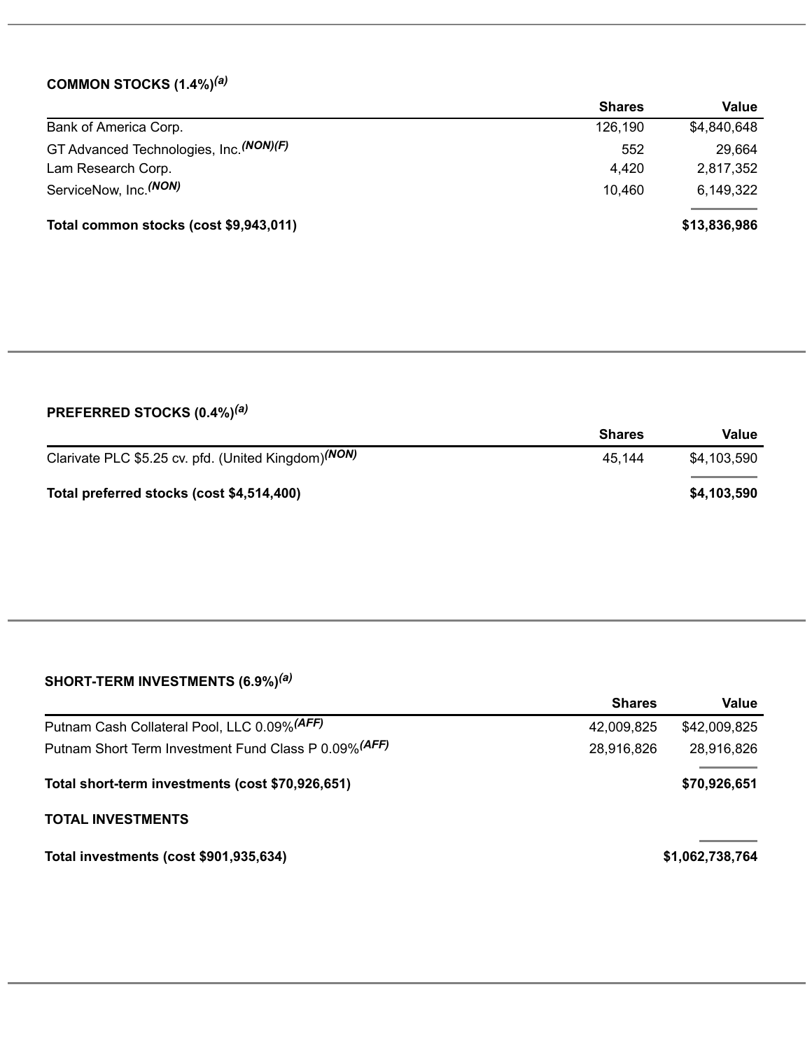### COMMON STOCKS (1.4%)[(a)]

| | Shares | Value |
|---|---|---|
| Bank of America Corp. | 126,190 | $4,840,648 |
| GT Advanced Technologies, Inc.[(NON)(F)] | 552 | 29,664 |
| Lam Research Corp. | 4,420 | 2,817,352 |
| ServiceNow, Inc.[(NON)] | 10,460 | 6,149,322 |
| **Total common stocks (cost $9,943,011)** | | **$13,836,986** |

### PREFERRED STOCKS (0.4%)[(a)]

| | Shares | Value |
|---|---|---|
| Clarivate PLC $5.25 cv. pfd. (United Kingdom)[(NON)] | 45,144 | $4,103,590 |
| **Total preferred stocks (cost $4,514,400)** | | **$4,103,590** |

### SHORT-TERM INVESTMENTS (6.9%)[(a)]

| | Shares | Value |
|---|---|---|
| Putnam Cash Collateral Pool, LLC 0.09%[(AFF)] | 42,009,825 | $42,009,825 |
| Putnam Short Term Investment Fund Class P 0.09%[(AFF)] | 28,916,826 | 28,916,826 |
| **Total short-term investments (cost $70,926,651)** | | **$70,926,651** |
| **TOTAL INVESTMENTS** | | |
| **Total investments (cost $901,935,634)** | | **$1,062,738,764** |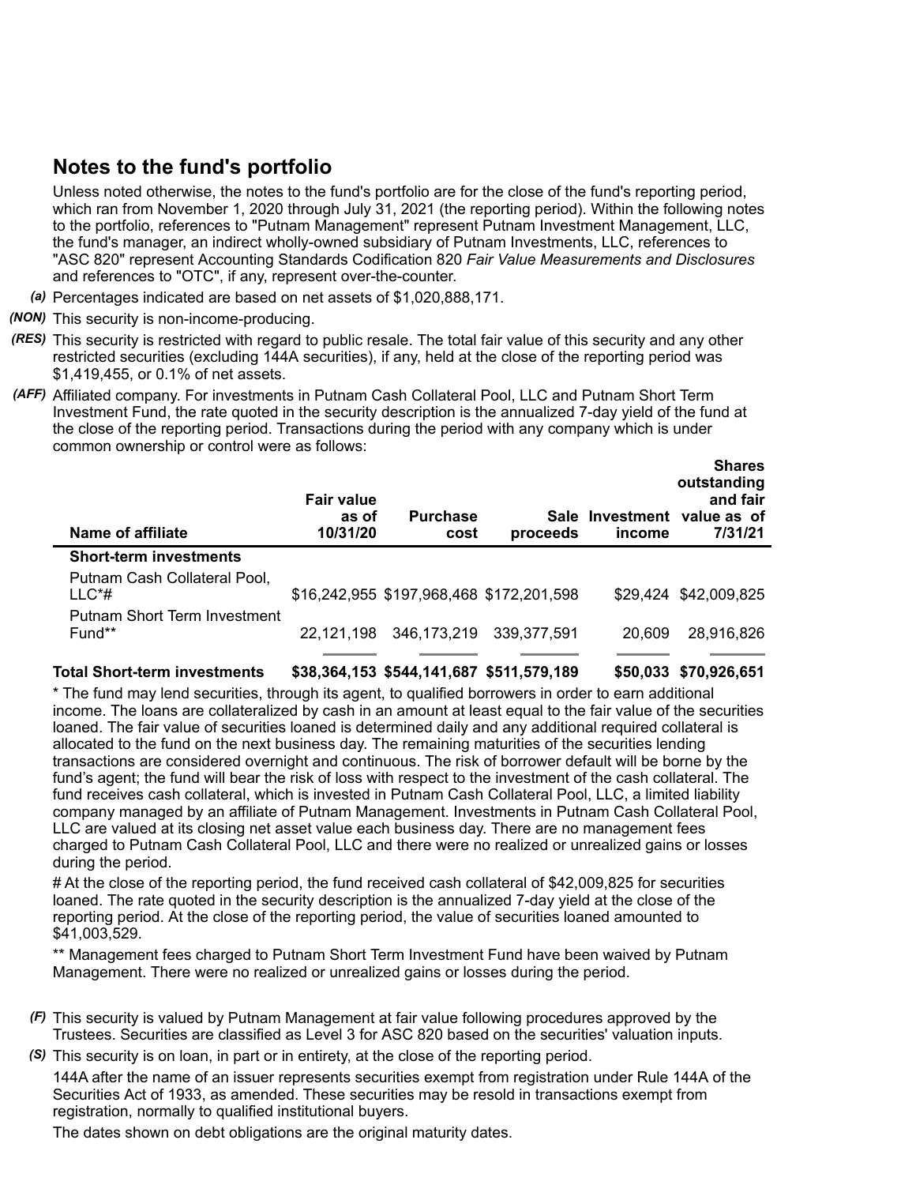## Notes to the fund's portfolio

Unless noted otherwise, the notes to the fund's portfolio are for the close of the fund's reporting period, which ran from November 1, 2020 through July 31, 2021 (the reporting period). Within the following notes to the portfolio, references to "Putnam Management" represent Putnam Investment Management, LLC, the fund's manager, an indirect wholly-owned subsidiary of Putnam Investments, LLC, references to "ASC 820" represent Accounting Standards Codification 820 *Fair Value Measurements and Disclosures* and references to "OTC", if any, represent over-the-counter.

*(a)* Percentages indicated are based on net assets of $1,020,888,171.

*(NON)* This security is non-income-producing.

*(RES)* This security is restricted with regard to public resale. The total fair value of this security and any other restricted securities (excluding 144A securities), if any, held at the close of the reporting period was $1,419,455, or 0.1% of net assets.

*(AFF)* Affiliated company. For investments in Putnam Cash Collateral Pool, LLC and Putnam Short Term Investment Fund, the rate quoted in the security description is the annualized 7-day yield of the fund at the close of the reporting period. Transactions during the period with any company which is under common ownership or control were as follows:

| Name of affiliate | Fair value as of 10/31/20 | Purchase cost | Sale proceeds | Investment income | Shares outstanding and fair value as of 7/31/21 |
|---|---|---|---|---|---|
| **Short-term investments** | | | | | |
| Putnam Cash Collateral Pool, LLC*# | $16,242,955 | $197,968,468 | $172,201,598 | $29,424 | $42,009,825 |
| Putnam Short Term Investment Fund** | 22,121,198 | 346,173,219 | 339,377,591 | 20,609 | 28,916,826 |
| **Total Short-term investments** | **$38,364,153** | **$544,141,687** | **$511,579,189** | **$50,033** | **$70,926,651** |

* The fund may lend securities, through its agent, to qualified borrowers in order to earn additional income. The loans are collateralized by cash in an amount at least equal to the fair value of the securities loaned. The fair value of securities loaned is determined daily and any additional required collateral is allocated to the fund on the next business day. The remaining maturities of the securities lending transactions are considered overnight and continuous. The risk of borrower default will be borne by the fund's agent; the fund will bear the risk of loss with respect to the investment of the cash collateral. The fund receives cash collateral, which is invested in Putnam Cash Collateral Pool, LLC, a limited liability company managed by an affiliate of Putnam Management. Investments in Putnam Cash Collateral Pool, LLC are valued at its closing net asset value each business day. There are no management fees charged to Putnam Cash Collateral Pool, LLC and there were no realized or unrealized gains or losses during the period.

# At the close of the reporting period, the fund received cash collateral of $42,009,825 for securities loaned. The rate quoted in the security description is the annualized 7-day yield at the close of the reporting period. At the close of the reporting period, the value of securities loaned amounted to $41,003,529.

** Management fees charged to Putnam Short Term Investment Fund have been waived by Putnam Management. There were no realized or unrealized gains or losses during the period.

*(F)* This security is valued by Putnam Management at fair value following procedures approved by the Trustees. Securities are classified as Level 3 for ASC 820 based on the securities' valuation inputs.

*(S)* This security is on loan, in part or in entirety, at the close of the reporting period.

144A after the name of an issuer represents securities exempt from registration under Rule 144A of the Securities Act of 1933, as amended. These securities may be resold in transactions exempt from registration, normally to qualified institutional buyers.

The dates shown on debt obligations are the original maturity dates.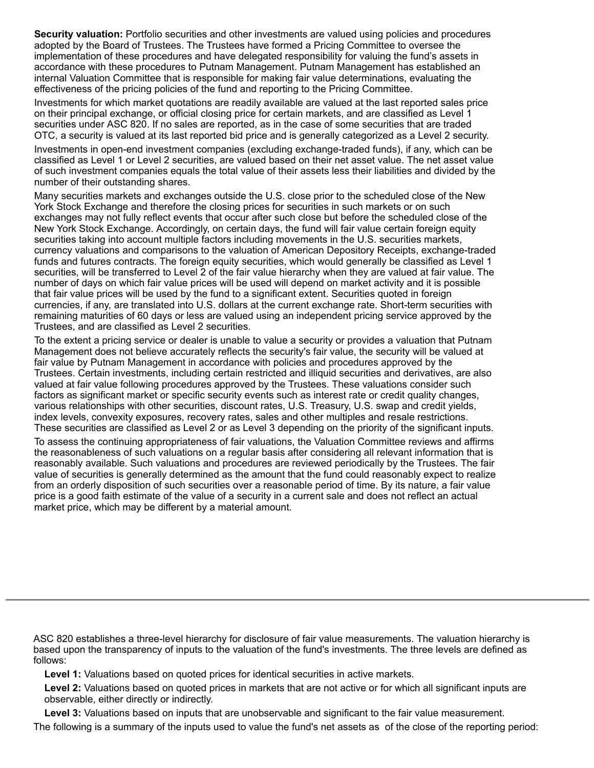**Security valuation:** Portfolio securities and other investments are valued using policies and procedures adopted by the Board of Trustees. The Trustees have formed a Pricing Committee to oversee the implementation of these procedures and have delegated responsibility for valuing the fund's assets in accordance with these procedures to Putnam Management. Putnam Management has established an internal Valuation Committee that is responsible for making fair value determinations, evaluating the effectiveness of the pricing policies of the fund and reporting to the Pricing Committee.

Investments for which market quotations are readily available are valued at the last reported sales price on their principal exchange, or official closing price for certain markets, and are classified as Level 1 securities under ASC 820. If no sales are reported, as in the case of some securities that are traded OTC, a security is valued at its last reported bid price and is generally categorized as a Level 2 security.

Investments in open-end investment companies (excluding exchange-traded funds), if any, which can be classified as Level 1 or Level 2 securities, are valued based on their net asset value. The net asset value of such investment companies equals the total value of their assets less their liabilities and divided by the number of their outstanding shares.

Many securities markets and exchanges outside the U.S. close prior to the scheduled close of the New York Stock Exchange and therefore the closing prices for securities in such markets or on such exchanges may not fully reflect events that occur after such close but before the scheduled close of the New York Stock Exchange. Accordingly, on certain days, the fund will fair value certain foreign equity securities taking into account multiple factors including movements in the U.S. securities markets, currency valuations and comparisons to the valuation of American Depository Receipts, exchange-traded funds and futures contracts. The foreign equity securities, which would generally be classified as Level 1 securities, will be transferred to Level 2 of the fair value hierarchy when they are valued at fair value. The number of days on which fair value prices will be used will depend on market activity and it is possible that fair value prices will be used by the fund to a significant extent. Securities quoted in foreign currencies, if any, are translated into U.S. dollars at the current exchange rate. Short-term securities with remaining maturities of 60 days or less are valued using an independent pricing service approved by the Trustees, and are classified as Level 2 securities.

To the extent a pricing service or dealer is unable to value a security or provides a valuation that Putnam Management does not believe accurately reflects the security's fair value, the security will be valued at fair value by Putnam Management in accordance with policies and procedures approved by the Trustees. Certain investments, including certain restricted and illiquid securities and derivatives, are also valued at fair value following procedures approved by the Trustees. These valuations consider such factors as significant market or specific security events such as interest rate or credit quality changes, various relationships with other securities, discount rates, U.S. Treasury, U.S. swap and credit yields, index levels, convexity exposures, recovery rates, sales and other multiples and resale restrictions. These securities are classified as Level 2 or as Level 3 depending on the priority of the significant inputs.

To assess the continuing appropriateness of fair valuations, the Valuation Committee reviews and affirms the reasonableness of such valuations on a regular basis after considering all relevant information that is reasonably available. Such valuations and procedures are reviewed periodically by the Trustees. The fair value of securities is generally determined as the amount that the fund could reasonably expect to realize from an orderly disposition of such securities over a reasonable period of time. By its nature, a fair value price is a good faith estimate of the value of a security in a current sale and does not reflect an actual market price, which may be different by a material amount.

---

ASC 820 establishes a three-level hierarchy for disclosure of fair value measurements. The valuation hierarchy is based upon the transparency of inputs to the valuation of the fund's investments. The three levels are defined as follows:

**Level 1:** Valuations based on quoted prices for identical securities in active markets.

**Level 2:** Valuations based on quoted prices in markets that are not active or for which all significant inputs are observable, either directly or indirectly.

**Level 3:** Valuations based on inputs that are unobservable and significant to the fair value measurement.

The following is a summary of the inputs used to value the fund's net assets as of the close of the reporting period: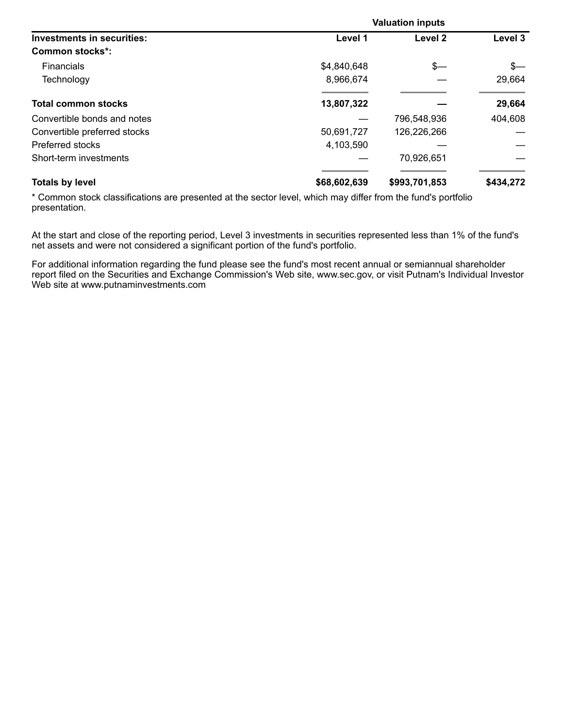| | Valuation inputs | | |
| --- | --- | --- | --- |
| **Investments in securities:** | **Level 1** | **Level 2** | **Level 3** |
| **Common stocks*:** | | | |
| Financials | $4,840,648 | $— | $— |
| Technology | 8,966,674 | — | 29,664 |
| **Total common stocks** | **13,807,322** | **—** | **29,664** |
| Convertible bonds and notes | — | 796,548,936 | 404,608 |
| Convertible preferred stocks | 50,691,727 | 126,226,266 | — |
| Preferred stocks | 4,103,590 | — | — |
| Short-term investments | — | 70,926,651 | — |
| **Totals by level** | **$68,602,639** | **$993,701,853** | **$434,272** |

* Common stock classifications are presented at the sector level, which may differ from the fund's portfolio presentation.

At the start and close of the reporting period, Level 3 investments in securities represented less than 1% of the fund's net assets and were not considered a significant portion of the fund's portfolio.

For additional information regarding the fund please see the fund's most recent annual or semiannual shareholder report filed on the Securities and Exchange Commission's Web site, www.sec.gov, or visit Putnam's Individual Investor Web site at www.putnaminvestments.com